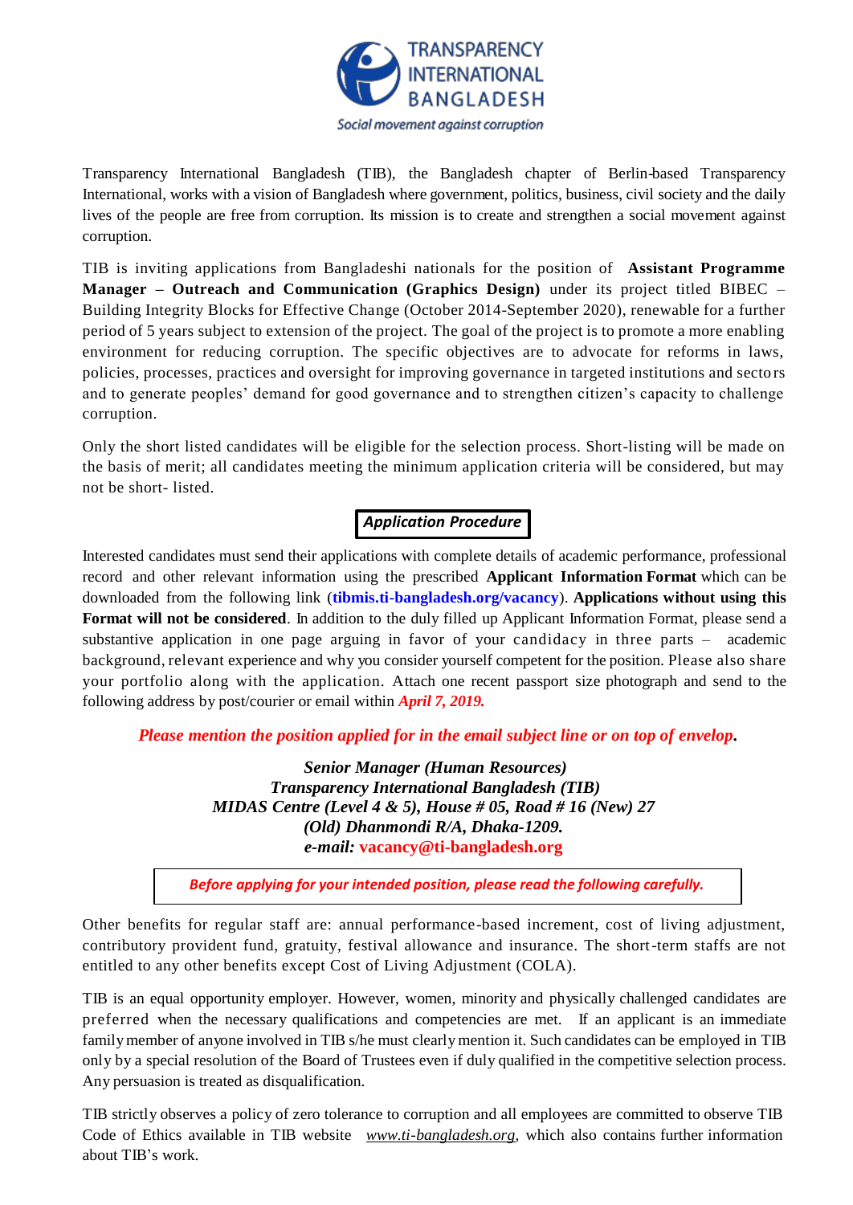TRANSPARENCY INTERNATIONAL BANGLADESH

*Social movement against corruption*

Transparency International Bangladesh (TIB), the Bangladesh chapter of Berlin-based Transparency International, works with a vision of Bangladesh where government, politics, business, civil society and the daily lives of the people are free from corruption. Its mission is to create and strengthen a social movement against corruption.

TIB is inviting applications from Bangladeshi nationals for the position of **Assistant Programme Manager – Outreach and Communication (Graphics Design)** under its project titled BIBEC – Building Integrity Blocks for Effective Change (October 2014-September 2020), renewable for a further period of 5 years subject to extension of the project. The goal of the project is to promote a more enabling environment for reducing corruption. The specific objectives are to advocate for reforms in laws, policies, processes, practices and oversight for improving governance in targeted institutions and sectors and to generate peoples' demand for good governance and to strengthen citizen's capacity to challenge corruption.

Only the short listed candidates will be eligible for the selection process. Short-listing will be made on the basis of merit; all candidates meeting the minimum application criteria will be considered, but may not be short- listed.

## *Application Procedure*

Interested candidates must send their applications with complete details of academic performance, professional record and other relevant information using the prescribed **Applicant Information Format** which can be downloaded from the following link (**tibmis.ti-bangladesh.org/vacancy**). **Applications without using this Format will not be considered**. In addition to the duly filled up Applicant Information Format, please send a substantive application in one page arguing in favor of your candidacy in three parts – academic background, relevant experience and why you consider yourself competent for the position. Please also share your portfolio along with the application. Attach one recent passport size photograph and send to the following address by post/courier or email within ***April 7, 2019.***

***Please mention the position applied for in the email subject line or on top of envelop.***

***Senior Manager (Human Resources)***
***Transparency International Bangladesh (TIB)***
***MIDAS Centre (Level 4 & 5), House # 05, Road # 16 (New) 27***
***(Old) Dhanmondi R/A, Dhaka-1209.***
***e-mail:* vacancy@ti-bangladesh.org**

***Before applying for your intended position, please read the following carefully.***

Other benefits for regular staff are: annual performance-based increment, cost of living adjustment, contributory provident fund, gratuity, festival allowance and insurance. The short-term staffs are not entitled to any other benefits except Cost of Living Adjustment (COLA).

TIB is an equal opportunity employer. However, women, minority and physically challenged candidates are preferred when the necessary qualifications and competencies are met. If an applicant is an immediate family member of anyone involved in TIB s/he must clearly mention it. Such candidates can be employed in TIB only by a special resolution of the Board of Trustees even if duly qualified in the competitive selection process. Any persuasion is treated as disqualification.

TIB strictly observes a policy of zero tolerance to corruption and all employees are committed to observe TIB Code of Ethics available in TIB website *www.ti-bangladesh.org*, which also contains further information about TIB's work.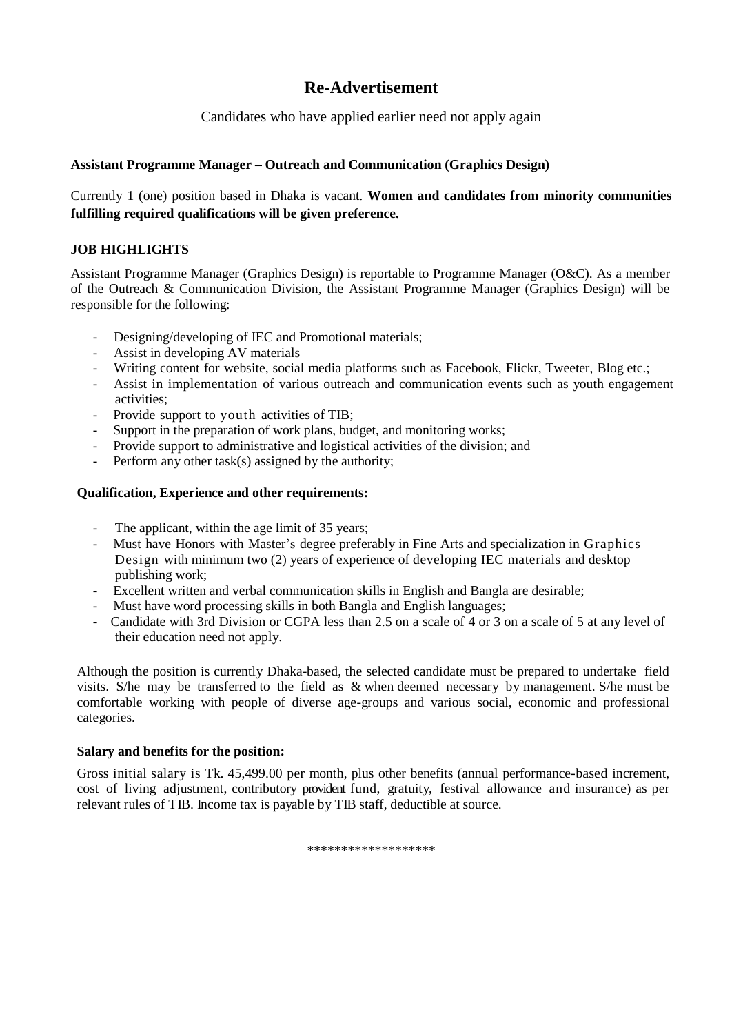# Re-Advertisement

Candidates who have applied earlier need not apply again

**Assistant Programme Manager – Outreach and Communication (Graphics Design)**

Currently 1 (one) position based in Dhaka is vacant. **Women and candidates from minority communities fulfilling required qualifications will be given preference.**

**JOB HIGHLIGHTS**

Assistant Programme Manager (Graphics Design) is reportable to Programme Manager (O&C). As a member of the Outreach & Communication Division, the Assistant Programme Manager (Graphics Design) will be responsible for the following:

- Designing/developing of IEC and Promotional materials;
- Assist in developing AV materials
- Writing content for website, social media platforms such as Facebook, Flickr, Tweeter, Blog etc.;
- Assist in implementation of various outreach and communication events such as youth engagement activities;
- Provide support to youth activities of TIB;
- Support in the preparation of work plans, budget, and monitoring works;
- Provide support to administrative and logistical activities of the division; and
- Perform any other task(s) assigned by the authority;

**Qualification, Experience and other requirements:**

- The applicant, within the age limit of 35 years;
- Must have Honors with Master's degree preferably in Fine Arts and specialization in Graphics Design with minimum two (2) years of experience of developing IEC materials and desktop publishing work;
- Excellent written and verbal communication skills in English and Bangla are desirable;
- Must have word processing skills in both Bangla and English languages;
- Candidate with 3rd Division or CGPA less than 2.5 on a scale of 4 or 3 on a scale of 5 at any level of their education need not apply.

Although the position is currently Dhaka-based, the selected candidate must be prepared to undertake field visits. S/he may be transferred to the field as & when deemed necessary by management. S/he must be comfortable working with people of diverse age-groups and various social, economic and professional categories.

**Salary and benefits for the position:**

Gross initial salary is Tk. 45,499.00 per month, plus other benefits (annual performance-based increment, cost of living adjustment, contributory provident fund, gratuity, festival allowance and insurance) as per relevant rules of TIB. Income tax is payable by TIB staff, deductible at source.

*******************